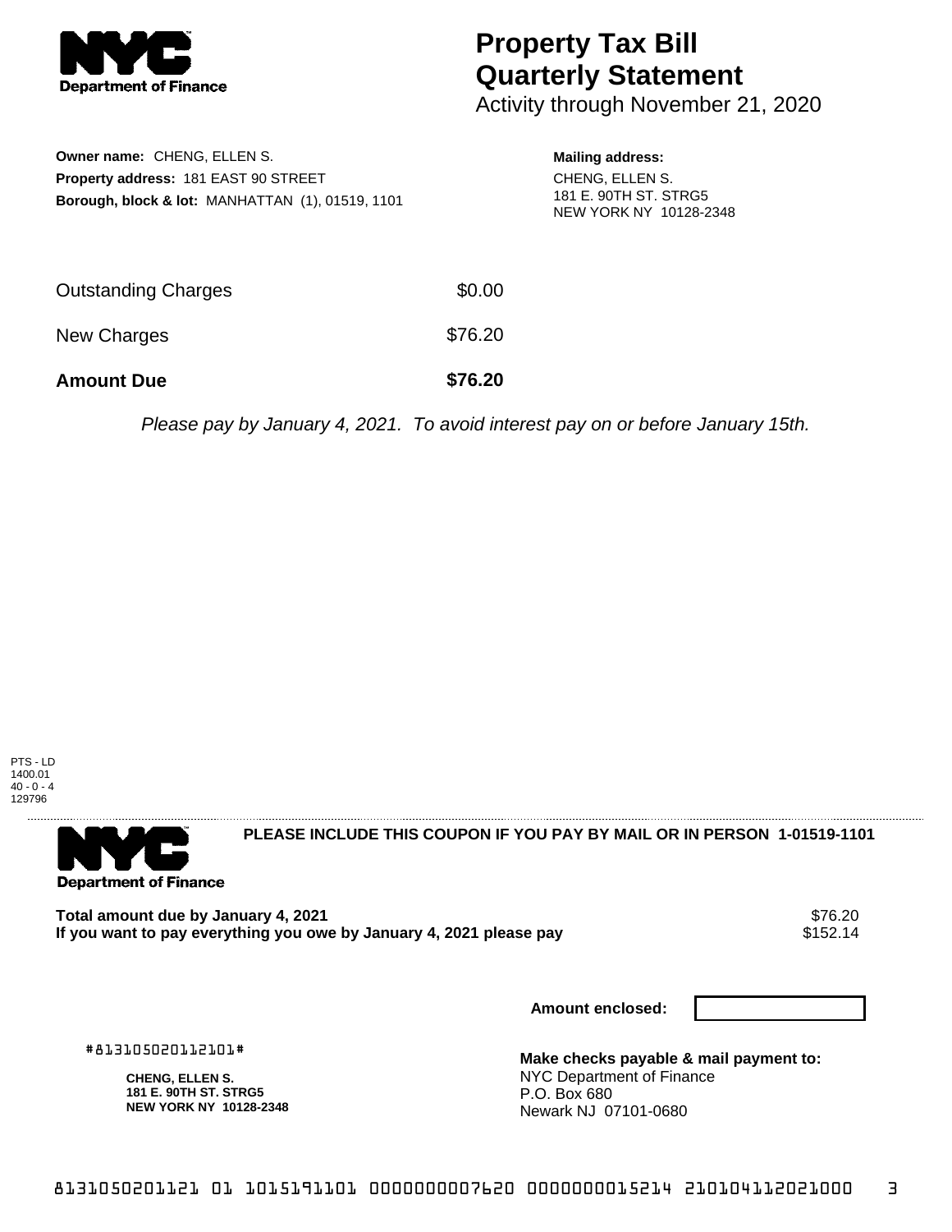# Property Tax Bill Quarterly Statement

Activity through November 21, 2020

**Owner name:** CHENG, ELLEN S.
**Property address:** 181 EAST 90 STREET
**Borough, block & lot:** MANHATTAN (1), 01519, 1101

**Mailing address:**
CHENG, ELLEN S.
181 E. 90TH ST. STRG5
NEW YORK NY 10128-2348

| | |
|---|---|
| Outstanding Charges | $0.00 |
| New Charges | $76.20 |
| **Amount Due** | **$76.20** |

*Please pay by January 4, 2021. To avoid interest pay on or before January 15th.*

PTS - LD
1400.01
40 - 0 - 4
129796

**PLEASE INCLUDE THIS COUPON IF YOU PAY BY MAIL OR IN PERSON 1-01519-1101**

| | |
|---|---|
| **Total amount due by January 4, 2021** | $76.20 |
| **If you want to pay everything you owe by January 4, 2021 please pay** | $152.14 |

**Amount enclosed:**

#813105020112101#

**CHENG, ELLEN S.**
**181 E. 90TH ST. STRG5**
**NEW YORK NY 10128-2348**

**Make checks payable & mail payment to:**
NYC Department of Finance
P.O. Box 680
Newark NJ 07101-0680

8131050201121 01 1015191101 0000000007620 0000000015214 210104112021000 3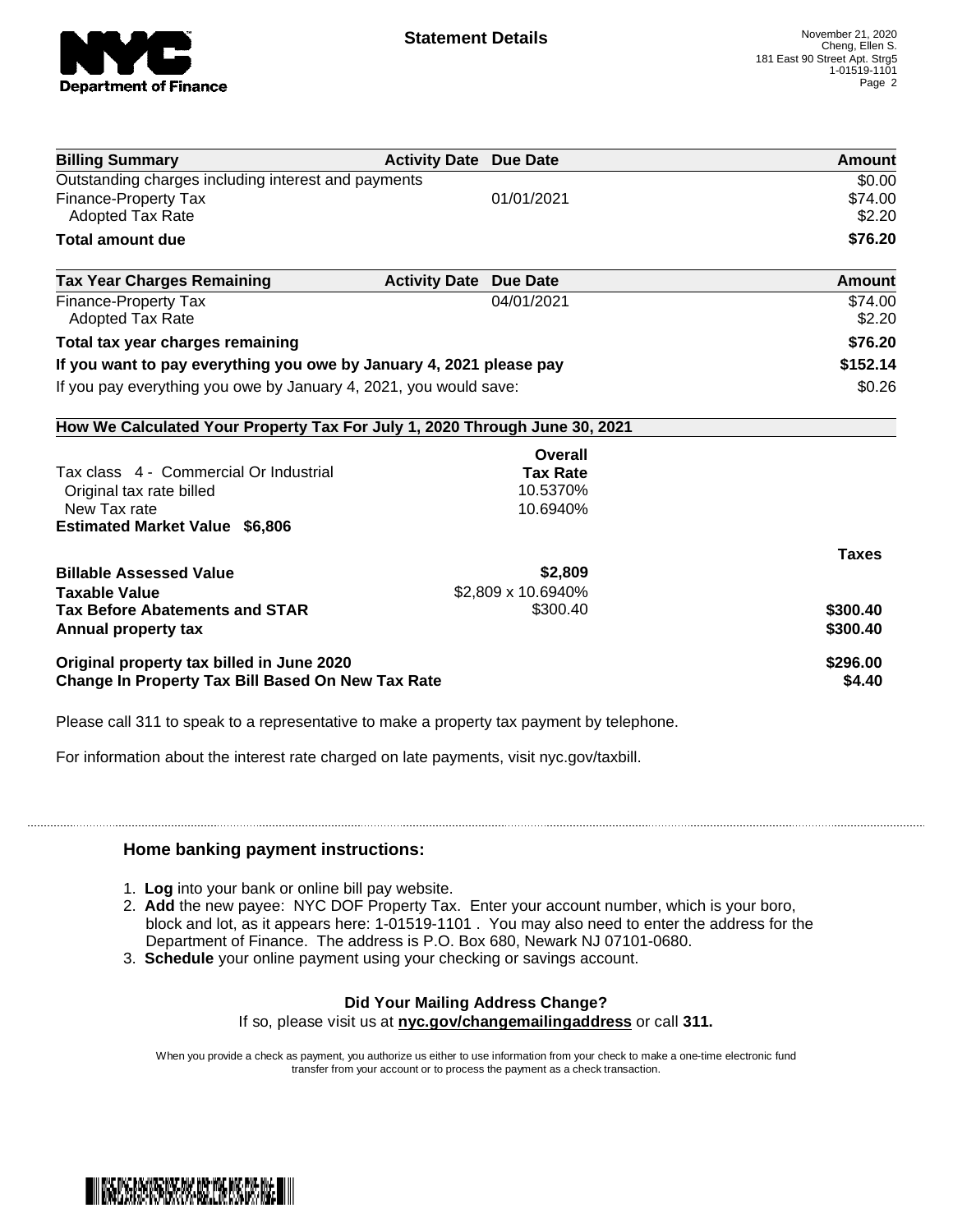**Statement Details**

November 21, 2020
Cheng, Ellen S.
181 East 90 Street Apt. Strg5
1-01519-1101

| Billing Summary | Activity Date | Due Date | Amount |
|---|---|---|---|
| Outstanding charges including interest and payments | | | $0.00 |
| Finance-Property Tax | | 01/01/2021 | $74.00 |
| Adopted Tax Rate | | | $2.20 |
| **Total amount due** | | | **$76.20** |

| Tax Year Charges Remaining | Activity Date | Due Date | Amount |
|---|---|---|---|
| Finance-Property Tax | | 04/01/2021 | $74.00 |
| Adopted Tax Rate | | | $2.20 |
| **Total tax year charges remaining** | | | **$76.20** |
| **If you want to pay everything you owe by January 4, 2021 please pay** | | | **$152.14** |
| If you pay everything you owe by January 4, 2021, you would save: | | | $0.26 |

**How We Calculated Your Property Tax For July 1, 2020 Through June 30, 2021**

| | Overall Tax Rate | |
|---|---|---|
| Tax class 4 - Commercial Or Industrial | | |
| Original tax rate billed | 10.5370% | |
| New Tax rate | 10.6940% | |
| **Estimated Market Value $6,806** | | |
| | | **Taxes** |
| **Billable Assessed Value** | **$2,809** | |
| **Taxable Value** | $2,809 x 10.6940% | |
| **Tax Before Abatements and STAR** | $300.40 | **$300.40** |
| **Annual property tax** | | **$300.40** |
| **Original property tax billed in June 2020** | | **$296.00** |
| **Change In Property Tax Bill Based On New Tax Rate** | | **$4.40** |

Please call 311 to speak to a representative to make a property tax payment by telephone.

For information about the interest rate charged on late payments, visit nyc.gov/taxbill.

## Home banking payment instructions:

1. **Log** into your bank or online bill pay website.
2. **Add** the new payee: NYC DOF Property Tax. Enter your account number, which is your boro, block and lot, as it appears here: 1-01519-1101 . You may also need to enter the address for the Department of Finance. The address is P.O. Box 680, Newark NJ 07101-0680.
3. **Schedule** your online payment using your checking or savings account.

**Did Your Mailing Address Change?**
If so, please visit us at **nyc.gov/changemailingaddress** or call **311.**

When you provide a check as payment, you authorize us either to use information from your check to make a one-time electronic fund transfer from your account or to process the payment as a check transaction.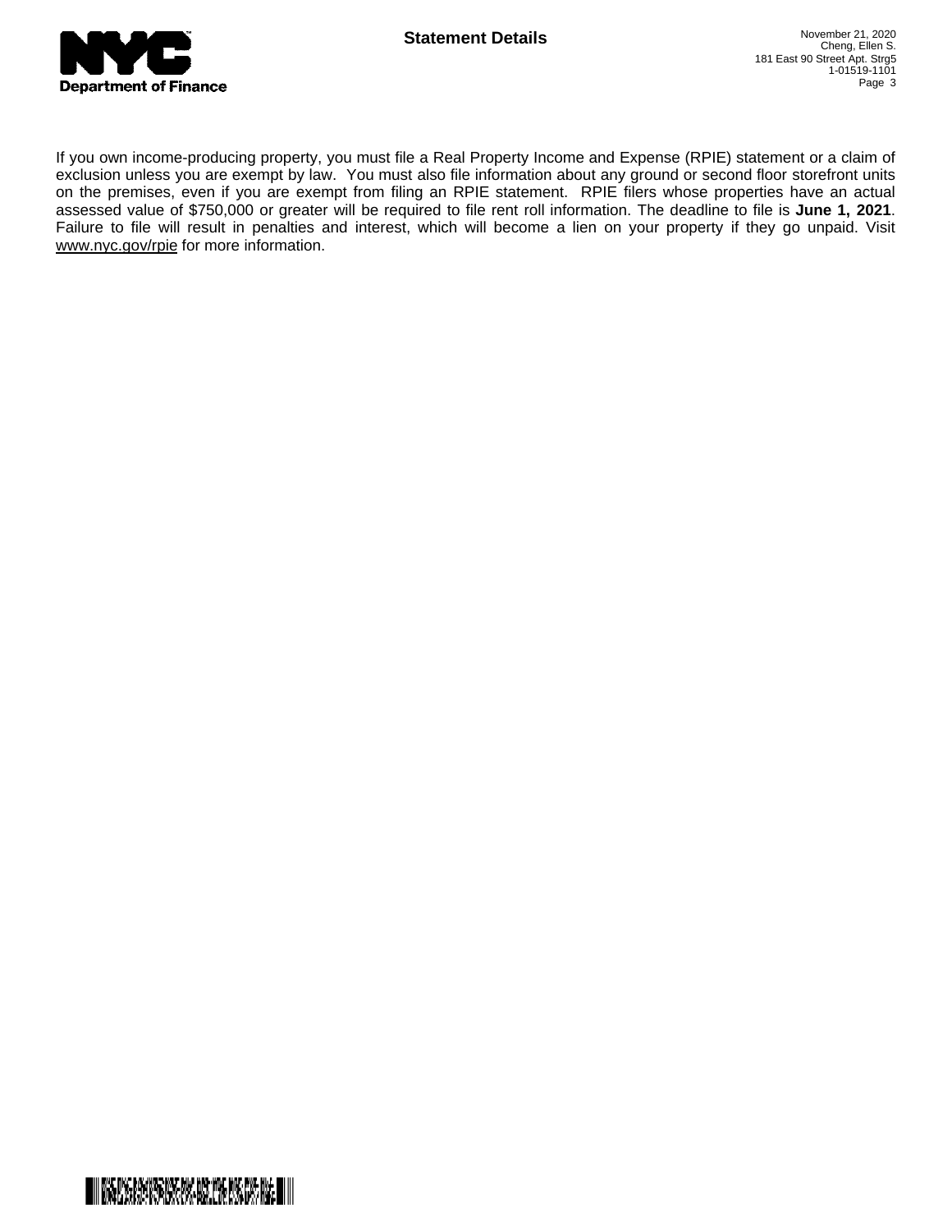If you own income-producing property, you must file a Real Property Income and Expense (RPIE) statement or a claim of exclusion unless you are exempt by law. You must also file information about any ground or second floor storefront units on the premises, even if you are exempt from filing an RPIE statement. RPIE filers whose properties have an actual assessed value of $750,000 or greater will be required to file rent roll information. The deadline to file is **June 1, 2021**. Failure to file will result in penalties and interest, which will become a lien on your property if they go unpaid. Visit www.nyc.gov/rpie for more information.